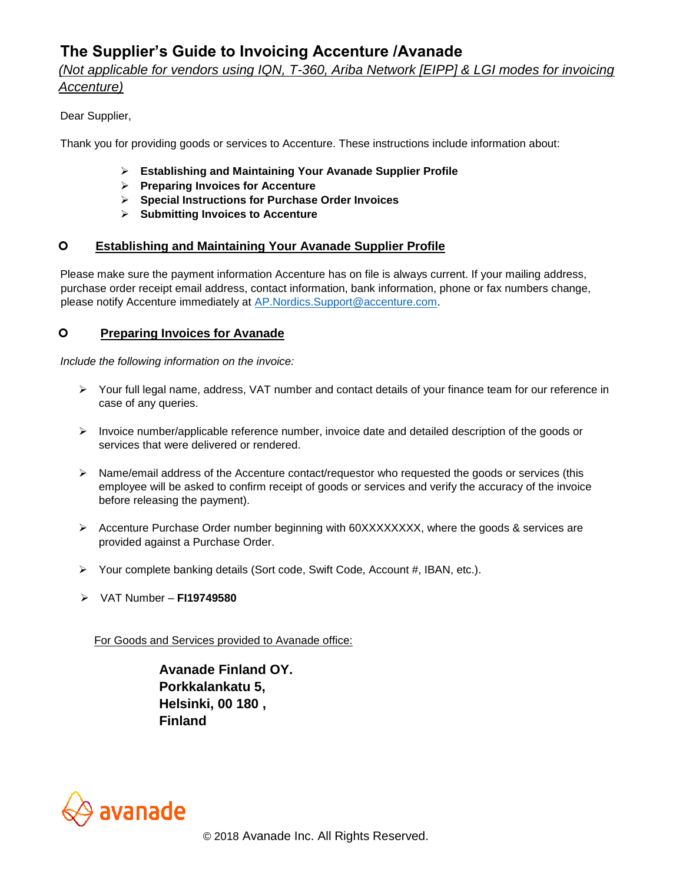# The Supplier's Guide to Invoicing Accenture /Avanade

*(Not applicable for vendors using IQN, T-360, Ariba Network [EIPP] & LGI modes for invoicing Accenture)*

Dear Supplier,

Thank you for providing goods or services to Accenture. These instructions include information about:

- **Establishing and Maintaining Your Avanade Supplier Profile**
- **Preparing Invoices for Accenture**
- **Special Instructions for Purchase Order Invoices**
- **Submitting Invoices to Accenture**

## Establishing and Maintaining Your Avanade Supplier Profile

Please make sure the payment information Accenture has on file is always current. If your mailing address, purchase order receipt email address, contact information, bank information, phone or fax numbers change, please notify Accenture immediately at AP.Nordics.Support@accenture.com.

## Preparing Invoices for Avanade

*Include the following information on the invoice:*

- Your full legal name, address, VAT number and contact details of your finance team for our reference in case of any queries.
- Invoice number/applicable reference number, invoice date and detailed description of the goods or services that were delivered or rendered.
- Name/email address of the Accenture contact/requestor who requested the goods or services (this employee will be asked to confirm receipt of goods or services and verify the accuracy of the invoice before releasing the payment).
- Accenture Purchase Order number beginning with 60XXXXXXXX, where the goods & services are provided against a Purchase Order.
- Your complete banking details (Sort code, Swift Code, Account #, IBAN, etc.).
- VAT Number – **FI19749580**

For Goods and Services provided to Avanade office:

**Avanade Finland OY.**
**Porkkalankatu 5,**
**Helsinki, 00 180 ,**
**Finland**

© 2018 Avanade Inc. All Rights Reserved.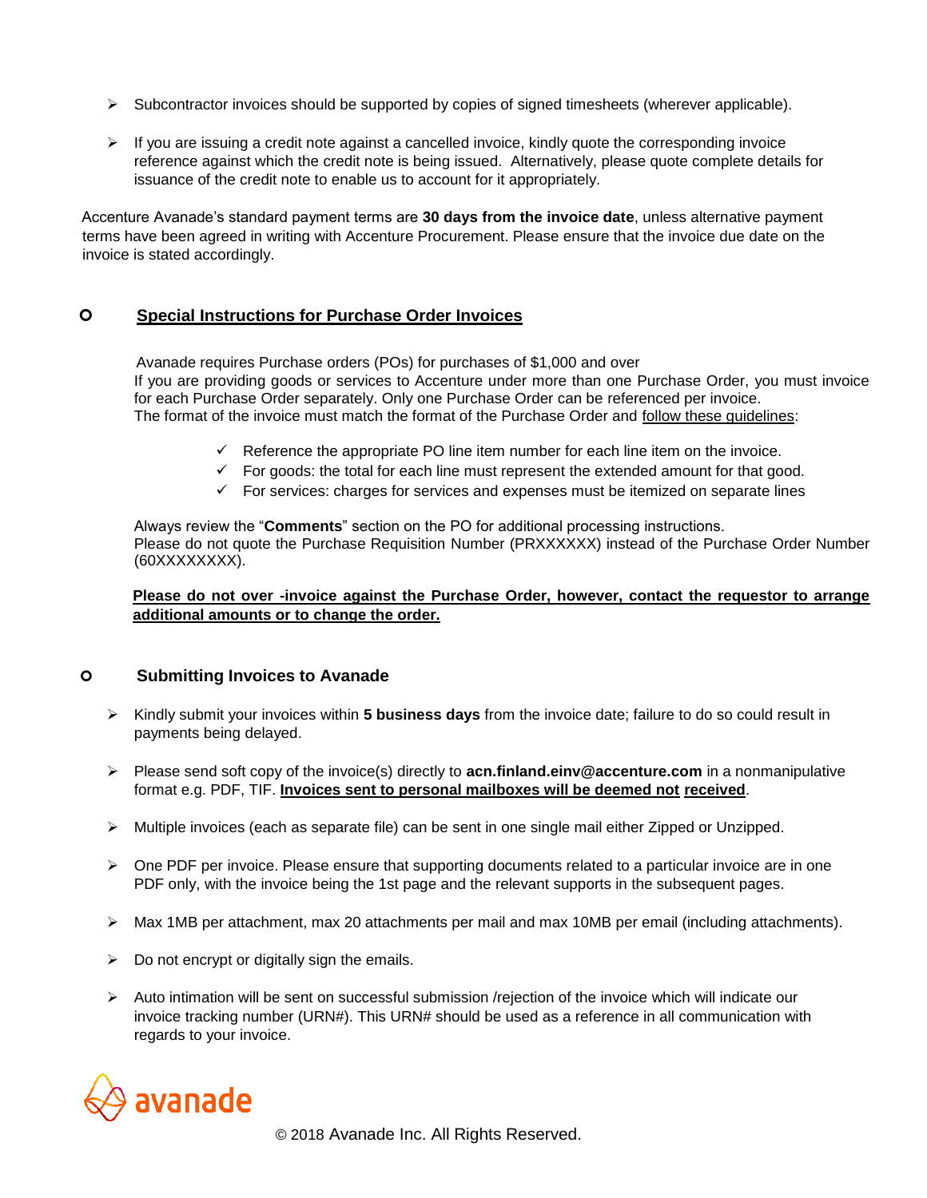- Subcontractor invoices should be supported by copies of signed timesheets (wherever applicable).

- If you are issuing a credit note against a cancelled invoice, kindly quote the corresponding invoice reference against which the credit note is being issued. Alternatively, please quote complete details for issuance of the credit note to enable us to account for it appropriately.

Accenture Avanade's standard payment terms are **30 days from the invoice date**, unless alternative payment terms have been agreed in writing with Accenture Procurement. Please ensure that the invoice due date on the invoice is stated accordingly.

## Special Instructions for Purchase Order Invoices

Avanade requires Purchase orders (POs) for purchases of $1,000 and over
If you are providing goods or services to Accenture under more than one Purchase Order, you must invoice for each Purchase Order separately. Only one Purchase Order can be referenced per invoice.
The format of the invoice must match the format of the Purchase Order and follow these guidelines:

- ✓ Reference the appropriate PO line item number for each line item on the invoice.
- ✓ For goods: the total for each line must represent the extended amount for that good.
- ✓ For services: charges for services and expenses must be itemized on separate lines

Always review the "**Comments**" section on the PO for additional processing instructions.
Please do not quote the Purchase Requisition Number (PRXXXXXX) instead of the Purchase Order Number (60XXXXXXXX).

**Please do not over -invoice against the Purchase Order, however, contact the requestor to arrange additional amounts or to change the order.**

## Submitting Invoices to Avanade

- Kindly submit your invoices within **5 business days** from the invoice date; failure to do so could result in payments being delayed.

- Please send soft copy of the invoice(s) directly to **acn.finland.einv@accenture.com** in a nonmanipulative format e.g. PDF, TIF. **Invoices sent to personal mailboxes will be deemed not received**.

- Multiple invoices (each as separate file) can be sent in one single mail either Zipped or Unzipped.

- One PDF per invoice. Please ensure that supporting documents related to a particular invoice are in one PDF only, with the invoice being the 1st page and the relevant supports in the subsequent pages.

- Max 1MB per attachment, max 20 attachments per mail and max 10MB per email (including attachments).

- Do not encrypt or digitally sign the emails.

- Auto intimation will be sent on successful submission /rejection of the invoice which will indicate our invoice tracking number (URN#). This URN# should be used as a reference in all communication with regards to your invoice.

avanade

© 2018 Avanade Inc. All Rights Reserved.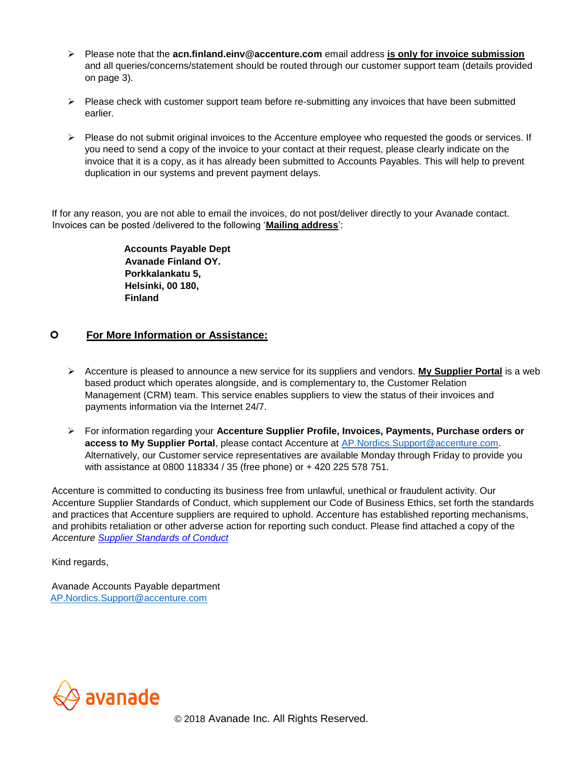- Please note that the **acn.finland.einv@accenture.com** email address **is only for invoice submission** and all queries/concerns/statement should be routed through our customer support team (details provided on page 3).

- Please check with customer support team before re-submitting any invoices that have been submitted earlier.

- Please do not submit original invoices to the Accenture employee who requested the goods or services. If you need to send a copy of the invoice to your contact at their request, please clearly indicate on the invoice that it is a copy, as it has already been submitted to Accounts Payables. This will help to prevent duplication in our systems and prevent payment delays.

If for any reason, you are not able to email the invoices, do not post/deliver directly to your Avanade contact. Invoices can be posted /delivered to the following '**Mailing address**':

> **Accounts Payable Dept**
> **Avanade Finland OY.**
> **Porkkalankatu 5,**
> **Helsinki, 00 180,**
> **Finland**

## **For More Information or Assistance:**

- Accenture is pleased to announce a new service for its suppliers and vendors. **My Supplier Portal** is a web based product which operates alongside, and is complementary to, the Customer Relation Management (CRM) team. This service enables suppliers to view the status of their invoices and payments information via the Internet 24/7.

- For information regarding your **Accenture Supplier Profile, Invoices, Payments, Purchase orders or access to My Supplier Portal**, please contact Accenture at AP.Nordics.Support@accenture.com. Alternatively, our Customer service representatives are available Monday through Friday to provide you with assistance at 0800 118334 / 35 (free phone) or + 420 225 578 751.

Accenture is committed to conducting its business free from unlawful, unethical or fraudulent activity. Our Accenture Supplier Standards of Conduct, which supplement our Code of Business Ethics, set forth the standards and practices that Accenture suppliers are required to uphold. Accenture has established reporting mechanisms, and prohibits retaliation or other adverse action for reporting such conduct. Please find attached a copy of the *Accenture Supplier Standards of Conduct*

Kind regards,

Avanade Accounts Payable department
AP.Nordics.Support@accenture.com

avanade

© 2018 Avanade Inc. All Rights Reserved.